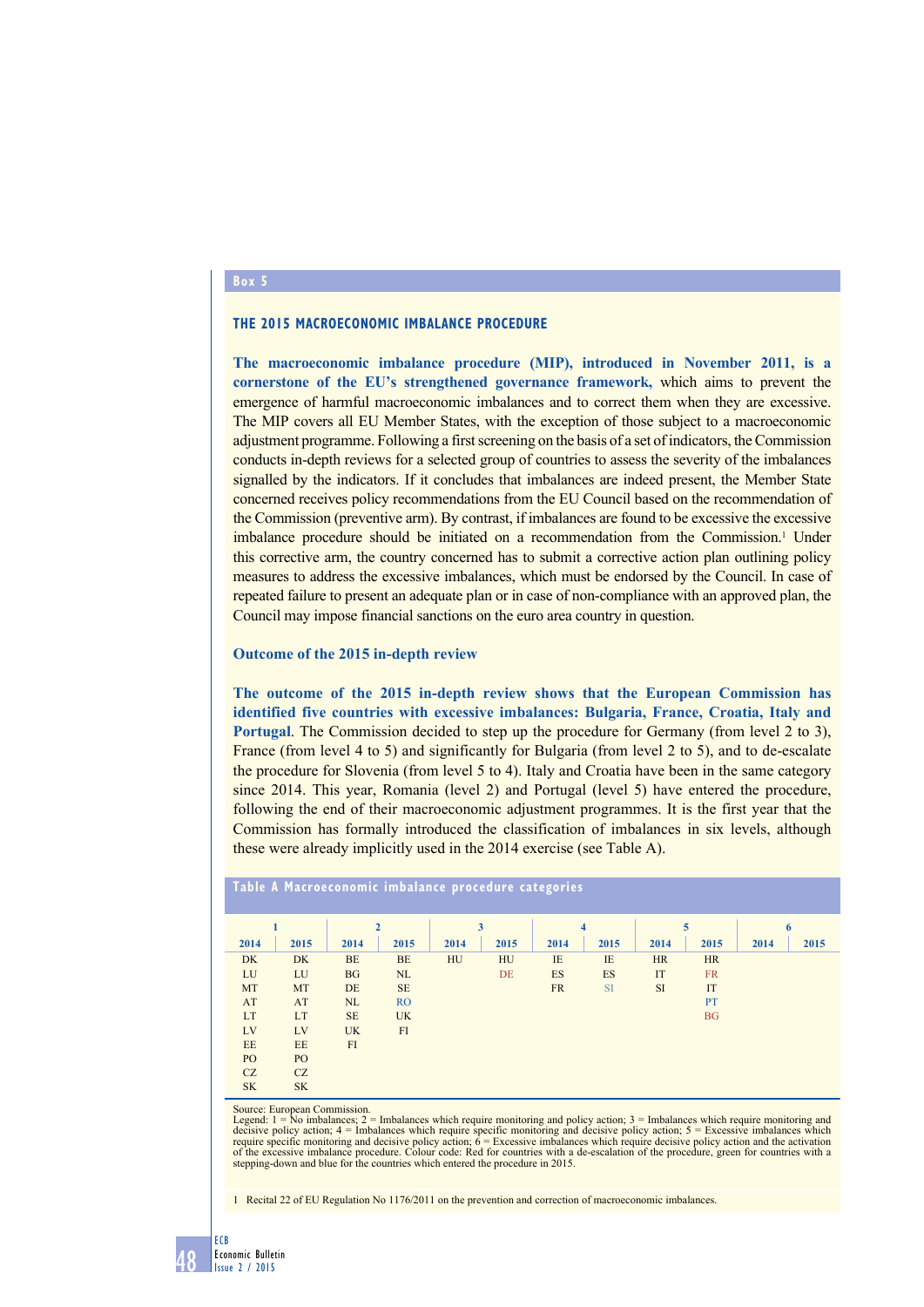## Box 5

### THE 2015 MACROECONOMIC IMBALANCE PROCEDURE

**The macroeconomic imbalance procedure (MIP), introduced in November 2011, is a cornerstone of the EU's strengthened governance framework,** which aims to prevent the emergence of harmful macroeconomic imbalances and to correct them when they are excessive. The MIP covers all EU Member States, with the exception of those subject to a macroeconomic adjustment programme. Following a first screening on the basis of a set of indicators, the Commission conducts in-depth reviews for a selected group of countries to assess the severity of the imbalances signalled by the indicators. If it concludes that imbalances are indeed present, the Member State concerned receives policy recommendations from the EU Council based on the recommendation of the Commission (preventive arm). By contrast, if imbalances are found to be excessive the excessive imbalance procedure should be initiated on a recommendation from the Commission.[1] Under this corrective arm, the country concerned has to submit a corrective action plan outlining policy measures to address the excessive imbalances, which must be endorsed by the Council. In case of repeated failure to present an adequate plan or in case of non-compliance with an approved plan, the Council may impose financial sanctions on the euro area country in question.

#### Outcome of the 2015 in-depth review

**The outcome of the 2015 in-depth review shows that the European Commission has identified five countries with excessive imbalances: Bulgaria, France, Croatia, Italy and Portugal**. The Commission decided to step up the procedure for Germany (from level 2 to 3), France (from level 4 to 5) and significantly for Bulgaria (from level 2 to 5), and to de-escalate the procedure for Slovenia (from level 5 to 4). Italy and Croatia have been in the same category since 2014. This year, Romania (level 2) and Portugal (level 5) have entered the procedure, following the end of their macroeconomic adjustment programmes. It is the first year that the Commission has formally introduced the classification of imbalances in six levels, although these were already implicitly used in the 2014 exercise (see Table A).

**Table A Macroeconomic imbalance procedure categories**

| 1 | | 2 | | 3 | | 4 | | 5 | | 6 | |
|---|---|---|---|---|---|---|---|---|---|---|---|
| 2014 | 2015 | 2014 | 2015 | 2014 | 2015 | 2014 | 2015 | 2014 | 2015 | 2014 | 2015 |
| DK | DK | BE | BE | HU | HU | IE | IE | HR | HR | | |
| LU | LU | BG | NL | | DE | ES | ES | IT | FR | | |
| MT | MT | DE | SE | | | FR | SI | SI | IT | | |
| AT | AT | NL | RO | | | | | | PT | | |
| LT | LT | SE | UK | | | | | | BG | | |
| LV | LV | UK | FI | | | | | | | | |
| EE | EE | FI | | | | | | | | | |
| PO | PO | | | | | | | | | | |
| CZ | CZ | | | | | | | | | | |
| SK | SK | | | | | | | | | | |

Source: European Commission.
Legend: 1 = No imbalances; 2 = Imbalances which require monitoring and policy action; 3 = Imbalances which require monitoring and decisive policy action; 4 = Imbalances which require specific monitoring and decisive policy action; 5 = Excessive imbalances which require specific monitoring and decisive policy action; 6 = Excessive imbalances which require decisive policy action and the activation of the excessive imbalance procedure. Colour code: Red for countries with a de-escalation of the procedure, green for countries with a stepping-down and blue for the countries which entered the procedure in 2015.

1 Recital 22 of EU Regulation No 1176/2011 on the prevention and correction of macroeconomic imbalances.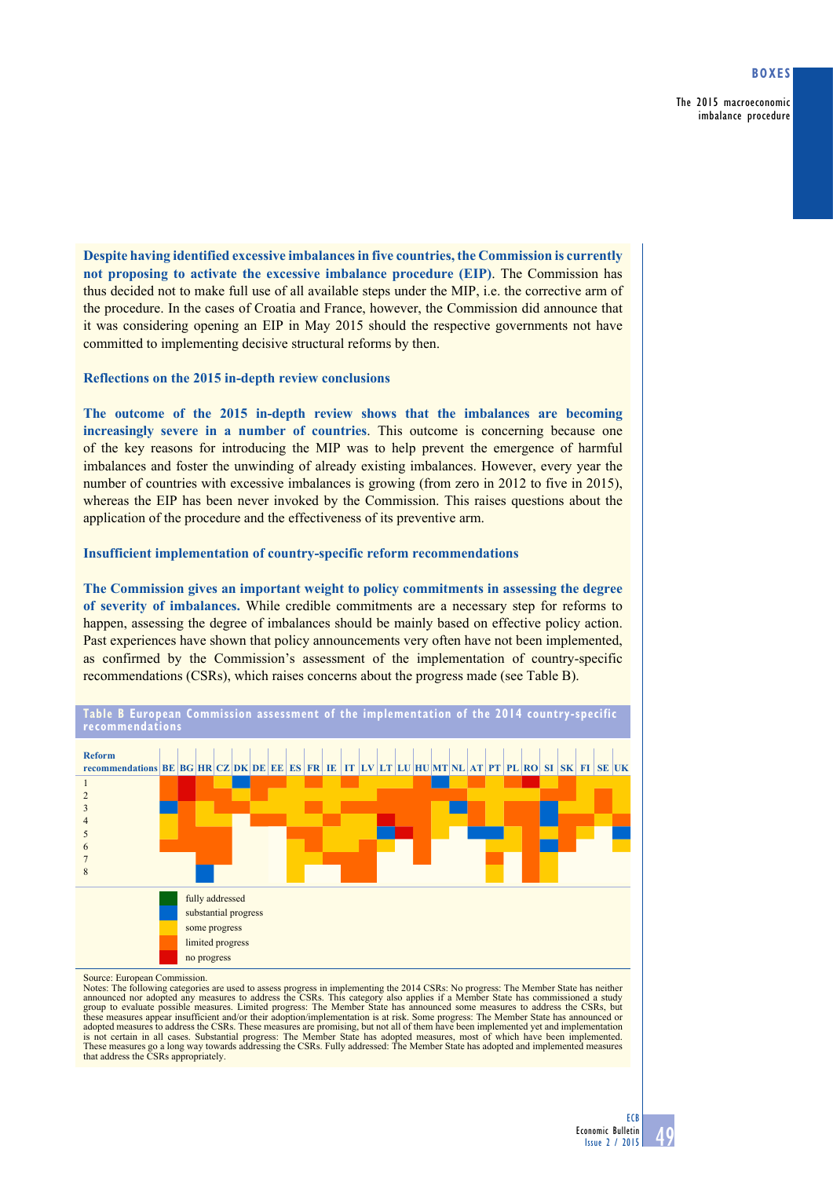**Despite having identified excessive imbalances in five countries, the Commission is currently not proposing to activate the excessive imbalance procedure (EIP).** The Commission has thus decided not to make full use of all available steps under the MIP, i.e. the corrective arm of the procedure. In the cases of Croatia and France, however, the Commission did announce that it was considering opening an EIP in May 2015 should the respective governments not have committed to implementing decisive structural reforms by then.

### Reflections on the 2015 in-depth review conclusions

**The outcome of the 2015 in-depth review shows that the imbalances are becoming increasingly severe in a number of countries.** This outcome is concerning because one of the key reasons for introducing the MIP was to help prevent the emergence of harmful imbalances and foster the unwinding of already existing imbalances. However, every year the number of countries with excessive imbalances is growing (from zero in 2012 to five in 2015), whereas the EIP has been never invoked by the Commission. This raises questions about the application of the procedure and the effectiveness of its preventive arm.

### Insufficient implementation of country-specific reform recommendations

**The Commission gives an important weight to policy commitments in assessing the degree of severity of imbalances.** While credible commitments are a necessary step for reforms to happen, assessing the degree of imbalances should be mainly based on effective policy action. Past experiences have shown that policy announcements very often have not been implemented, as confirmed by the Commission's assessment of the implementation of country-specific recommendations (CSRs), which raises concerns about the progress made (see Table B).

**Table B European Commission assessment of the implementation of the 2014 country-specific recommendations**

| Reform recommendations | BE | BG | HR | CZ | DK | DE | EE | ES | FR | IE | IT | LV | LT | LU | HU | MT | NL | AT | PT | PL | RO | SI | SK | FI | SE | UK |
|---|---|---|---|---|---|---|---|---|---|---|---|---|---|---|---|---|---|---|---|---|---|---|---|---|---|---|
| 1 | limited | no | limited | some | substantial | limited | limited | some | limited | some | limited | some | some | some | limited | substantial | some | limited | some | limited | no | some | limited | some | some | some |
| 2 | limited | no | limited | limited | some | limited | some | some | some | some | some | some | limited | limited | limited | limited | limited | some | some | some | limited | limited | limited | some | some | some |
| 3 | substantial | limited | some | limited | limited | some | some | some | limited | some | limited | limited | limited | limited | limited | some | substantial | limited | some | limited | limited | substantial | some | some | limited | some |
| 4 | some | limited | some | some | | limited | limited | some | some | limited | some | some | no | limited | limited | some | some | limited | some | limited | limited | substantial | limited | limited | some | limited |
| 5 | some | limited | limited | limited | | | | limited | limited | some | some | some | substantial | no | limited | some | | substantial | substantial | some | limited | some | limited | some | | substantial |
| 6 | limited | limited | limited | limited | | | | some | limited | some | some | limited | some | | limited | | | | some | some | limited | substantial | limited | | | some |
| 7 | | limited | limited | | | | | some | some | limited | limited | limited | | | limited | | | | limited | | limited | some | | | | |
| 8 | | | substantial | | | | | some | | | limited | limited | | | | | | | some | | limited | some | | | | |

Legend: fully addressed; substantial progress; some progress; limited progress; no progress

Source: European Commission.
Notes: The following categories are used to assess progress in implementing the 2014 CSRs: No progress: The Member State has neither announced nor adopted any measures to address the CSRs. This category also applies if a Member State has commissioned a study group to evaluate possible measures. Limited progress: The Member State has announced some measures to address the CSRs, but these measures appear insufficient and/or their adoption/implementation is at risk. Some progress: The Member State has announced or adopted measures to address the CSRs. These measures are promising, but not all of them have been implemented yet and implementation is not certain in all cases. Substantial progress: The Member State has adopted measures, most of which have been implemented. These measures go a long way towards addressing the CSRs. Fully addressed: The Member State has adopted and implemented measures that address the CSRs appropriately.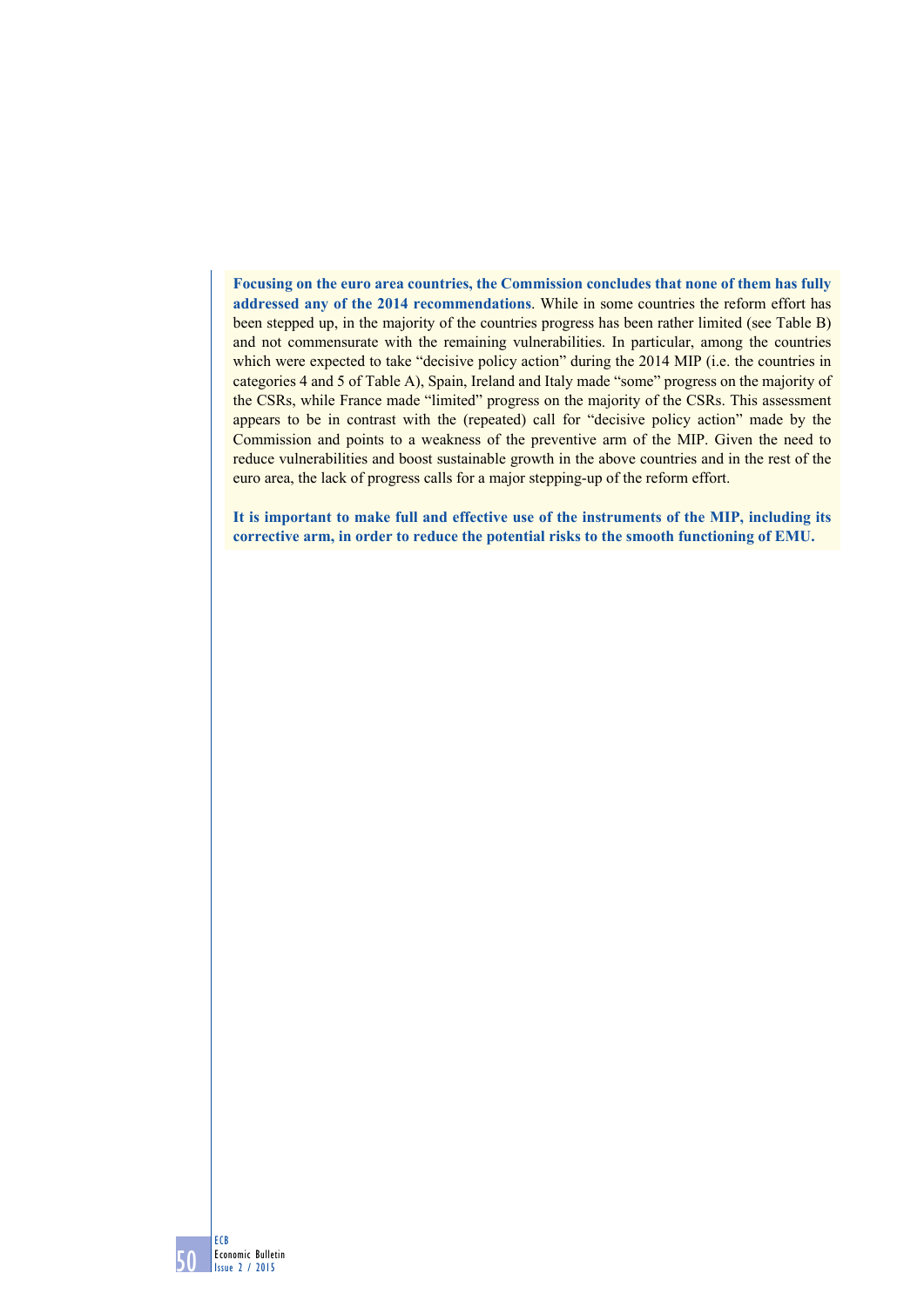**Focusing on the euro area countries, the Commission concludes that none of them has fully addressed any of the 2014 recommendations**. While in some countries the reform effort has been stepped up, in the majority of the countries progress has been rather limited (see Table B) and not commensurate with the remaining vulnerabilities. In particular, among the countries which were expected to take "decisive policy action" during the 2014 MIP (i.e. the countries in categories 4 and 5 of Table A), Spain, Ireland and Italy made "some" progress on the majority of the CSRs, while France made "limited" progress on the majority of the CSRs. This assessment appears to be in contrast with the (repeated) call for "decisive policy action" made by the Commission and points to a weakness of the preventive arm of the MIP. Given the need to reduce vulnerabilities and boost sustainable growth in the above countries and in the rest of the euro area, the lack of progress calls for a major stepping-up of the reform effort.

**It is important to make full and effective use of the instruments of the MIP, including its corrective arm, in order to reduce the potential risks to the smooth functioning of EMU.**